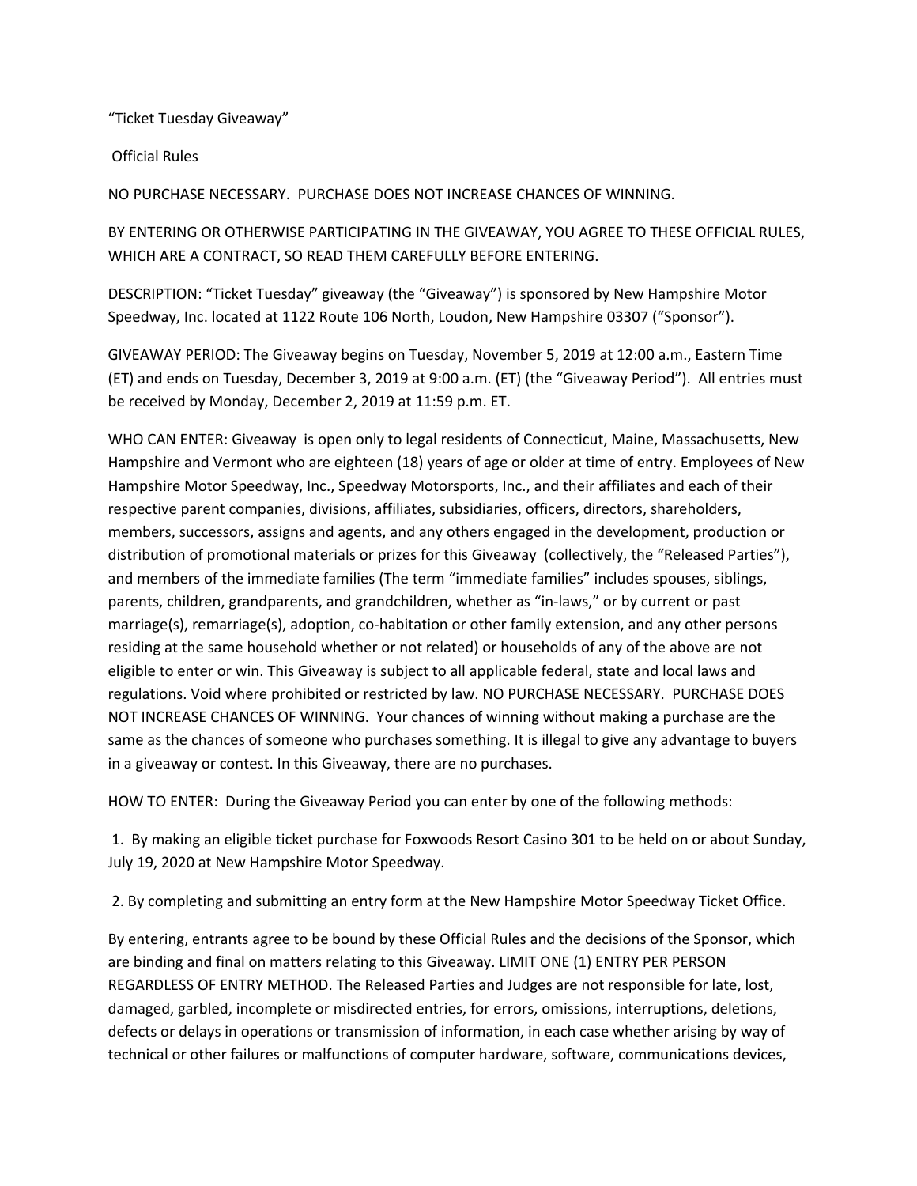"Ticket Tuesday Giveaway"

Official Rules

NO PURCHASE NECESSARY. PURCHASE DOES NOT INCREASE CHANCES OF WINNING.

BY ENTERING OR OTHERWISE PARTICIPATING IN THE GIVEAWAY, YOU AGREE TO THESE OFFICIAL RULES, WHICH ARE A CONTRACT, SO READ THEM CAREFULLY BEFORE ENTERING.

DESCRIPTION: "Ticket Tuesday" giveaway (the "Giveaway") is sponsored by New Hampshire Motor Speedway, Inc. located at 1122 Route 106 North, Loudon, New Hampshire 03307 ("Sponsor").

GIVEAWAY PERIOD: The Giveaway begins on Tuesday, November 5, 2019 at 12:00 a.m., Eastern Time (ET) and ends on Tuesday, December 3, 2019 at 9:00 a.m. (ET) (the "Giveaway Period"). All entries must be received by Monday, December 2, 2019 at 11:59 p.m. ET.

WHO CAN ENTER: Giveaway is open only to legal residents of Connecticut, Maine, Massachusetts, New Hampshire and Vermont who are eighteen (18) years of age or older at time of entry. Employees of New Hampshire Motor Speedway, Inc., Speedway Motorsports, Inc., and their affiliates and each of their respective parent companies, divisions, affiliates, subsidiaries, officers, directors, shareholders, members, successors, assigns and agents, and any others engaged in the development, production or distribution of promotional materials or prizes for this Giveaway (collectively, the "Released Parties"), and members of the immediate families (The term "immediate families" includes spouses, siblings, parents, children, grandparents, and grandchildren, whether as "in-laws," or by current or past marriage(s), remarriage(s), adoption, co-habitation or other family extension, and any other persons residing at the same household whether or not related) or households of any of the above are not eligible to enter or win. This Giveaway is subject to all applicable federal, state and local laws and regulations. Void where prohibited or restricted by law. NO PURCHASE NECESSARY. PURCHASE DOES NOT INCREASE CHANCES OF WINNING. Your chances of winning without making a purchase are the same as the chances of someone who purchases something. It is illegal to give any advantage to buyers in a giveaway or contest. In this Giveaway, there are no purchases.

HOW TO ENTER: During the Giveaway Period you can enter by one of the following methods:

1. By making an eligible ticket purchase for Foxwoods Resort Casino 301 to be held on or about Sunday, July 19, 2020 at New Hampshire Motor Speedway.

2. By completing and submitting an entry form at the New Hampshire Motor Speedway Ticket Office.

By entering, entrants agree to be bound by these Official Rules and the decisions of the Sponsor, which are binding and final on matters relating to this Giveaway. LIMIT ONE (1) ENTRY PER PERSON REGARDLESS OF ENTRY METHOD. The Released Parties and Judges are not responsible for late, lost, damaged, garbled, incomplete or misdirected entries, for errors, omissions, interruptions, deletions, defects or delays in operations or transmission of information, in each case whether arising by way of technical or other failures or malfunctions of computer hardware, software, communications devices,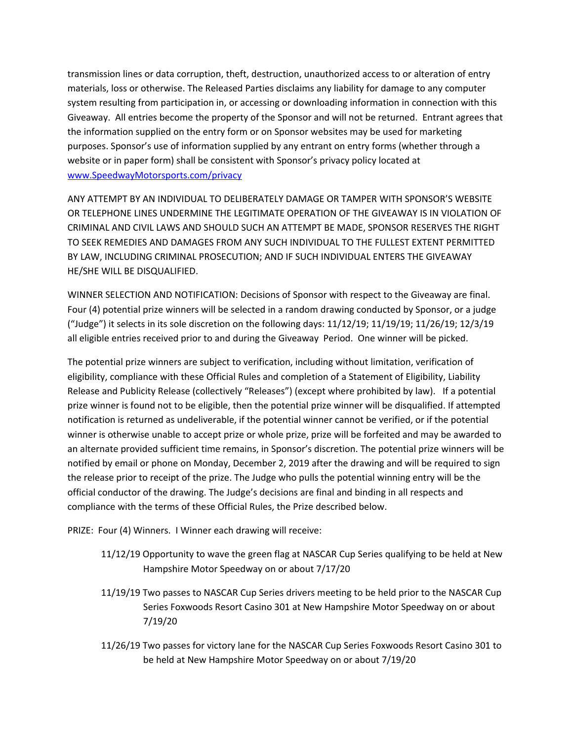transmission lines or data corruption, theft, destruction, unauthorized access to or alteration of entry materials, loss or otherwise. The Released Parties disclaims any liability for damage to any computer system resulting from participation in, or accessing or downloading information in connection with this Giveaway. All entries become the property of the Sponsor and will not be returned. Entrant agrees that the information supplied on the entry form or on Sponsor websites may be used for marketing purposes. Sponsor's use of information supplied by any entrant on entry forms (whether through a website or in paper form) shall be consistent with Sponsor's privacy policy located at [www.SpeedwayMotorsports.com/privacy](www.SpeedwayMotorsports.com/privacy)

ANY ATTEMPT BY AN INDIVIDUAL TO DELIBERATELY DAMAGE OR TAMPER WITH SPONSOR'S WEBSITE OR TELEPHONE LINES UNDERMINE THE LEGITIMATE OPERATION OF THE GIVEAWAY IS IN VIOLATION OF CRIMINAL AND CIVIL LAWS AND SHOULD SUCH AN ATTEMPT BE MADE, SPONSOR RESERVES THE RIGHT TO SEEK REMEDIES AND DAMAGES FROM ANY SUCH INDIVIDUAL TO THE FULLEST EXTENT PERMITTED BY LAW, INCLUDING CRIMINAL PROSECUTION; AND IF SUCH INDIVIDUAL ENTERS THE GIVEAWAY HE/SHE WILL BE DISQUALIFIED.

WINNER SELECTION AND NOTIFICATION: Decisions of Sponsor with respect to the Giveaway are final. Four (4) potential prize winners will be selected in a random drawing conducted by Sponsor, or a judge ("Judge") it selects in its sole discretion on the following days: 11/12/19; 11/19/19; 11/26/19; 12/3/19 all eligible entries received prior to and during the Giveaway Period. One winner will be picked.

The potential prize winners are subject to verification, including without limitation, verification of eligibility, compliance with these Official Rules and completion of a Statement of Eligibility, Liability Release and Publicity Release (collectively "Releases") (except where prohibited by law). If a potential prize winner is found not to be eligible, then the potential prize winner will be disqualified. If attempted notification is returned as undeliverable, if the potential winner cannot be verified, or if the potential winner is otherwise unable to accept prize or whole prize, prize will be forfeited and may be awarded to an alternate provided sufficient time remains, in Sponsor's discretion. The potential prize winners will be notified by email or phone on Monday, December 2, 2019 after the drawing and will be required to sign the release prior to receipt of the prize. The Judge who pulls the potential winning entry will be the official conductor of the drawing. The Judge's decisions are final and binding in all respects and compliance with the terms of these Official Rules, the Prize described below.

PRIZE: Four (4) Winners. I Winner each drawing will receive:

- 11/12/19 Opportunity to wave the green flag at NASCAR Cup Series qualifying to be held at New Hampshire Motor Speedway on or about 7/17/20
- 11/19/19 Two passes to NASCAR Cup Series drivers meeting to be held prior to the NASCAR Cup Series Foxwoods Resort Casino 301 at New Hampshire Motor Speedway on or about 7/19/20
- 11/26/19 Two passes for victory lane for the NASCAR Cup Series Foxwoods Resort Casino 301 to be held at New Hampshire Motor Speedway on or about 7/19/20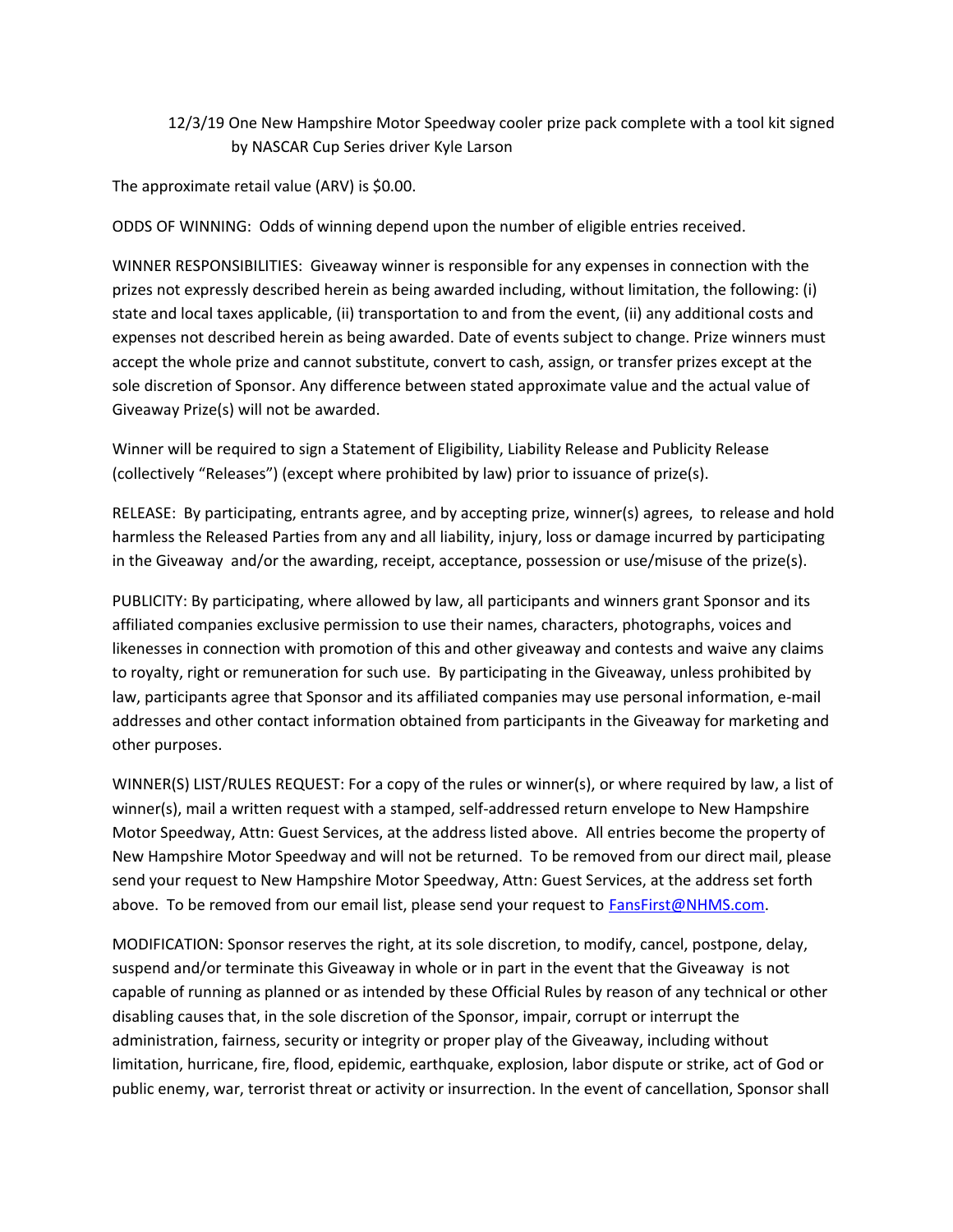12/3/19 One New Hampshire Motor Speedway cooler prize pack complete with a tool kit signed by NASCAR Cup Series driver Kyle Larson

The approximate retail value (ARV) is $0.00.

ODDS OF WINNING: Odds of winning depend upon the number of eligible entries received.

WINNER RESPONSIBILITIES: Giveaway winner is responsible for any expenses in connection with the prizes not expressly described herein as being awarded including, without limitation, the following: (i) state and local taxes applicable, (ii) transportation to and from the event, (ii) any additional costs and expenses not described herein as being awarded. Date of events subject to change. Prize winners must accept the whole prize and cannot substitute, convert to cash, assign, or transfer prizes except at the sole discretion of Sponsor. Any difference between stated approximate value and the actual value of Giveaway Prize(s) will not be awarded.

Winner will be required to sign a Statement of Eligibility, Liability Release and Publicity Release (collectively "Releases") (except where prohibited by law) prior to issuance of prize(s).

RELEASE: By participating, entrants agree, and by accepting prize, winner(s) agrees, to release and hold harmless the Released Parties from any and all liability, injury, loss or damage incurred by participating in the Giveaway and/or the awarding, receipt, acceptance, possession or use/misuse of the prize(s).

PUBLICITY: By participating, where allowed by law, all participants and winners grant Sponsor and its affiliated companies exclusive permission to use their names, characters, photographs, voices and likenesses in connection with promotion of this and other giveaway and contests and waive any claims to royalty, right or remuneration for such use. By participating in the Giveaway, unless prohibited by law, participants agree that Sponsor and its affiliated companies may use personal information, e-mail addresses and other contact information obtained from participants in the Giveaway for marketing and other purposes.

WINNER(S) LIST/RULES REQUEST: For a copy of the rules or winner(s), or where required by law, a list of winner(s), mail a written request with a stamped, self-addressed return envelope to New Hampshire Motor Speedway, Attn: Guest Services, at the address listed above. All entries become the property of New Hampshire Motor Speedway and will not be returned. To be removed from our direct mail, please send your request to New Hampshire Motor Speedway, Attn: Guest Services, at the address set forth above. To be removed from our email list, please send your request to FansFirst@NHMS.com.

MODIFICATION: Sponsor reserves the right, at its sole discretion, to modify, cancel, postpone, delay, suspend and/or terminate this Giveaway in whole or in part in the event that the Giveaway is not capable of running as planned or as intended by these Official Rules by reason of any technical or other disabling causes that, in the sole discretion of the Sponsor, impair, corrupt or interrupt the administration, fairness, security or integrity or proper play of the Giveaway, including without limitation, hurricane, fire, flood, epidemic, earthquake, explosion, labor dispute or strike, act of God or public enemy, war, terrorist threat or activity or insurrection. In the event of cancellation, Sponsor shall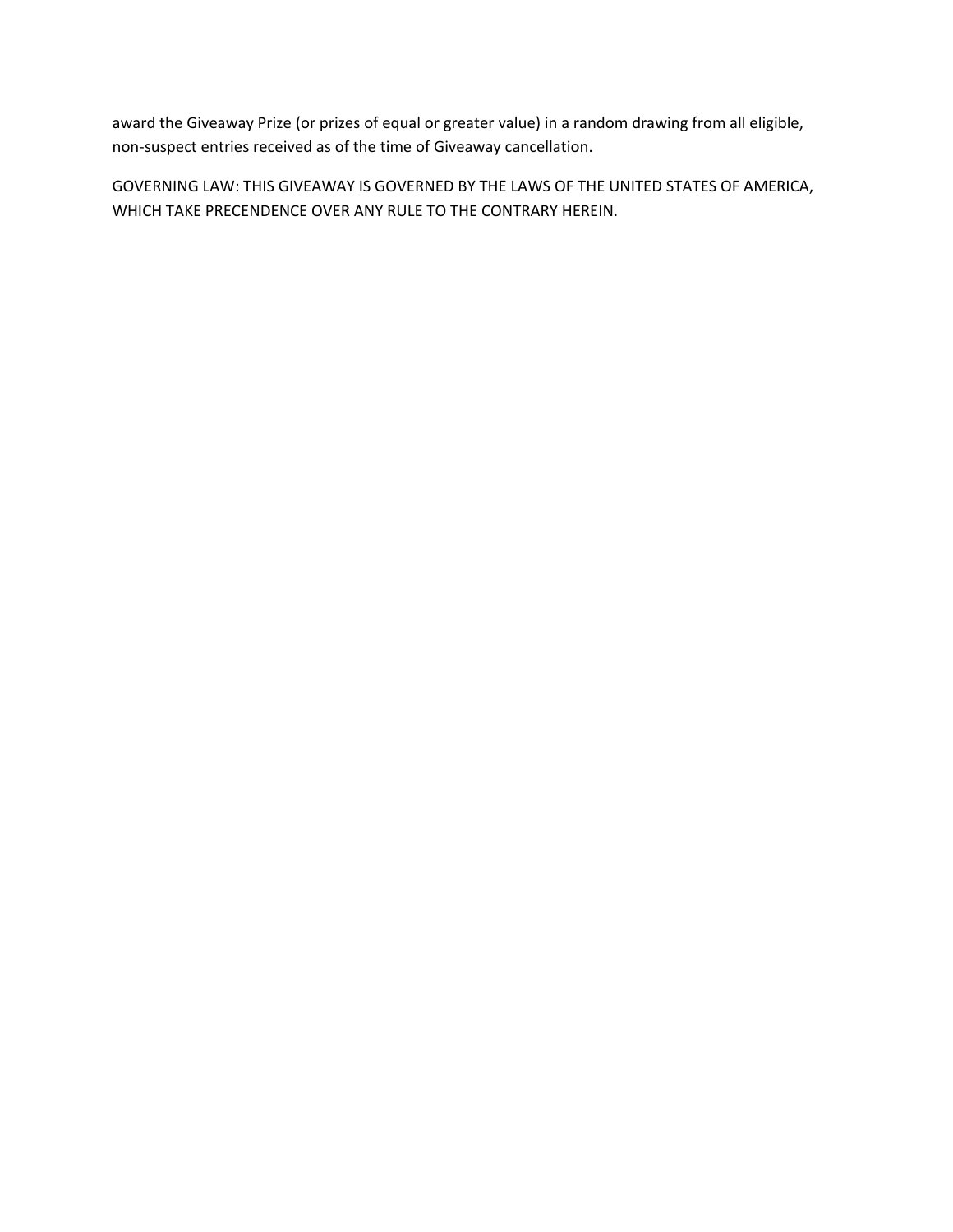award the Giveaway Prize (or prizes of equal or greater value) in a random drawing from all eligible, non-suspect entries received as of the time of Giveaway cancellation.

GOVERNING LAW: THIS GIVEAWAY IS GOVERNED BY THE LAWS OF THE UNITED STATES OF AMERICA, WHICH TAKE PRECENDENCE OVER ANY RULE TO THE CONTRARY HEREIN.